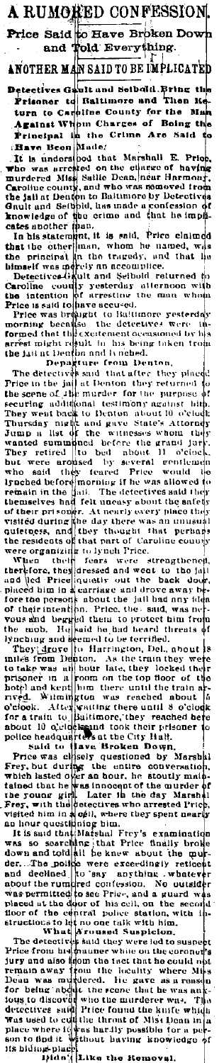# A RUMORED CONFESSION.

## Price Said to Have Broken Down and Told Everything.

### ANOTHER MAN SAID TO BE IMPLICATED

**Detectives Gault and Seibold Bring the Prisoner to Baltimore and Then Return to Caroline County for the Man Against Whom Charges of Being the Principal in the Crime Are Said to Have Been Made.**

It is understood that Marshall E. Price, who was arrested on the charge of having murdered Miss Sallie Dean, near Harmony, Caroline county, and who was removed from the jail at Denton to Baltimore by Detectives Gault and Seibold, has made a confession of knowledge of the crime and that he implicates another man.

In his statement, it is said, Price claimed that the other man, whom he named, was the principal in the tragedy, and that he himself was merely an accomplice.

Detectives Gault and Seibold returned to Caroline county yesterday afternoon with the intention of arresting the man whom Price is said to have accused.

Price was brought to Baltimore yesterday morning because the detectives were informed that the excitement occasioned by his arrest might result in his being taken from the jail at Denton and lynched.

#### Departure from Denton.

The detectives said that after they placed Price in the jail at Denton they returned to the scene of the murder for the purpose of securing additional testimony against him. They went back to Denton about 10 o'clock Thursday night and gave State's Attorney Jump a list of the witnesses whom they wanted summoned before the grand jury. They retired to bed about 11 o'clock, but were aroused by several gentlemen who said they feared Price would be lynched before morning if he was allowed to remain in the jail. The detectives said they themselves had felt uneasy about the safety of their prisoner. At nearly every place they visited during the day there was an unusual quietness, and they thought that perhaps the residents of that part of Caroline county were organizing to lynch Price.

When their fears were strengthened, therefore, they dressed and went to the jail and led Price quietly out the back door, placed him in a carriage and drove away before the persons about the jail had any idea of their intention. Price, they said, was nervous and begged them to protect him from the mob. He said he had heard threats of lynching and seemed to be terrified.

They drove to Harrington, Del., about 18 miles from Denton. As the train they were to take was an hour late, they locked their prisoner in a room on the top floor of the hotel and kept him there until the train arrived. Wilmington was reached about 5 o'clock. After waiting there until 8 o'clock for a train to Baltimore, they reached here about 10 o'clock and took their prisoner to police headquarters at the City Hall.

#### Said to Have Broken Down.

Price was closely questioned by Marshal Frey, but during the entire conversation, which lasted over an hour, he stoutly maintained that he was innocent of the murder of the young girl. Later in the day Marshal Frey, with the detectives who arrested Price, visited him in a cell, where they spent nearly an hour questioning him.

It is said that Marshal Frey's examination was so searching that Price finally broke down and told all he knew about the murder. The police were exceedingly reticent and declined to say anything whatever about the rumored confession. No outsider was permitted to see Price, and a guard was placed at the door of his cell, on the second floor of the central police station, with instructions to let no one talk with him.

#### What Aroused Suspicion.

The detectives said they were led to suspect Price from his manner while on the coroner's jury and also from the fact that he could not remain away from the locality where Miss Dean was murdered. He gave as a reason for being about the scene that he was anxious to discover who the murderer was. The detectives said Price found the knife which was used to cut the throat of Miss Dean in a place where it was hardly possible for a person to find it without having knowledge of its hiding-place.

#### Didn't Like the Removal.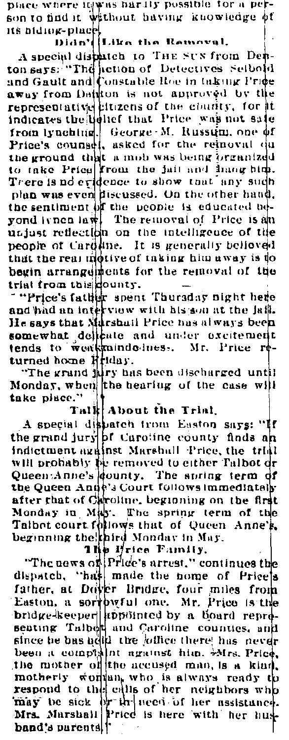place where it was hardly possible for a person to find it without having knowledge of its hiding-place.

### Didn't Like the Removal.

A special dispatch to THE SUN from Denton says: "The action of Detectives Seibold and Gault and Constable Roe in taking Price away from Denton is not approved by the representative citizens of the county, for it indicates the belief that Price was not safe from lynching. George M. Russum, one of Price's counsel, asked for the removal on the ground that a mob was being organized to take Price from the jail and hang him. There is no evidence to show that any such plan was even discussed. On the other hand, the sentiment of the people is educated beyond lynch law. The removal of Price is an unjust reflection on the intelligence of the people of Caroline. It is generally believed that the real motive of taking him away is to begin arrangements for the removal of the trial from this county.

"Price's father spent Thursday night here and had an interview with his son at the jail. He says that Marshall Price has always been somewhat delicate and under excitement tends to weakmindedness. Mr. Price returned home Friday.

"The grand jury has been discharged until Monday, when the hearing of the case will take place."

### Talk About the Trial.

A special dispatch from Easton says: "If the grand jury of Caroline county finds an indictment against Marshall Price, the trial will probably be removed to either Talbot or Queen Anne's county. The spring term of the Queen Anne's Court follows immediately after that of Caroline, beginning on the first Monday in May. The spring term of the Talbot court follows that of Queen Anne's, beginning the third Monday in May.

### The Price Family.

"The news of Price's arrest," continues the dispatch, "has made the home of Price's father, at Dover Bridge, four miles from Easton, a sorrowful one. Mr. Price is the bridge-keeper appointed by a board representing Talbot and Caroline counties, and since he has held the office there has never been a complaint against him. Mrs. Price, the mother of the accused man, is a kind, motherly woman, who is always ready to respond to the calls of her neighbors who may be sick or in need of her assistance. Mrs. Marshall Price is here with her husband's parents."